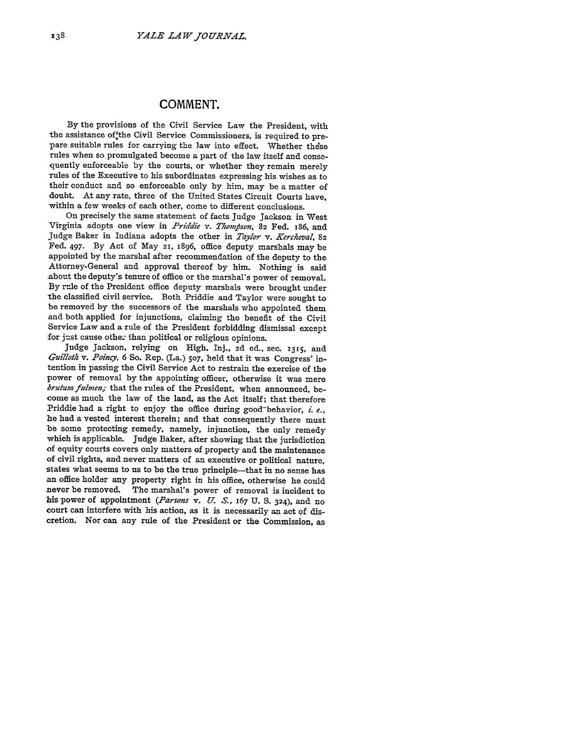## COMMENT.

By the provisions of the Civil Service Law the President, with the assistance of the Civil Service Commissioners, is required to prepare suitable rules for carrying the law into effect. Whether these rules when so promulgated become a part of the law itself and consequently enforceable by the courts, or whether they remain merely rules of the Executive to his subordinates expressing his wishes as to their conduct and so enforceable only by him, may be a matter of doubt. At any rate, three of the United States Circuit Courts have, within a few weeks of each other, come to different conclusions.

On precisely the same statement of facts Judge Jackson in West Virginia adopts one view in *Priddie* v. *Thompson*, 82 Fed. 186, and Judge Baker in Indiana adopts the other in *Taylor* v. *Kercheval*, 82 Fed. 497. By Act of May 21, 1896, office deputy marshals may be appointed by the marshal after recommendation of the deputy to the Attorney-General and approval thereof by him. Nothing is said about the deputy's tenure of office or the marshal's power of removal. By rule of the President office deputy marshals were brought under the classified civil service. Both Priddie and Taylor were sought to be removed by the successors of the marshals who appointed them and both applied for injunctions, claiming the benefit of the Civil Service Law and a rule of the President forbidding dismissal except for just cause other than political or religious opinions.

Judge Jackson, relying on High. Inj., 2d ed., sec. 1315, and *Guilloth* v. *Poincy*, 6 So. Rep. (La.) 507, held that it was Congress' intention in passing the Civil Service Act to restrain the exercise of the power of removal by the appointing officer, otherwise it was mere *brutum fulmen;* that the rules of the President, when announced, become as much the law of the land, as the Act itself; that therefore Priddie had a right to enjoy the office during good-behavior, *i. e.*, he had a vested interest therein; and that consequently there must be some protecting remedy, namely, injunction, the only remedy which is applicable. Judge Baker, after showing that the jurisdiction of equity courts covers only matters of property and the maintenance of civil rights, and never matters of an executive or political nature, states what seems to us to be the true principle—that in no sense has an office holder any property right in his office, otherwise he could never be removed. The marshal's power of removal is incident to his power of appointment (*Parsons* v. *U. S.*, 167 U. S. 324), and no court can interfere with his action, as it is necessarily an act of discretion. Nor can any rule of the President or the Commission, as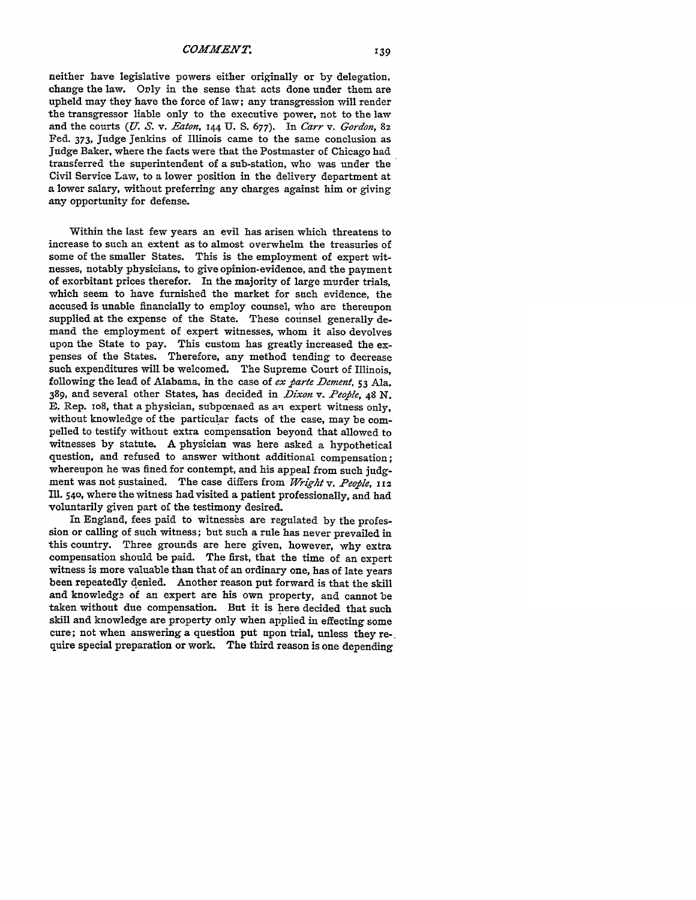neither have legislative powers either originally or by delegation, change the law. Only in the sense that acts done under them are upheld may they have the force of law; any transgression will render the transgressor liable only to the executive power, not to the law and the courts (*U. S.* v. *Eaton*, 144 U. S. 677). In *Carr* v. *Gordon*, 82 Fed. 373, Judge Jenkins of Illinois came to the same conclusion as Judge Baker, where the facts were that the Postmaster of Chicago had transferred the superintendent of a sub-station, who was under the Civil Service Law, to a lower position in the delivery department at a lower salary, without preferring any charges against him or giving any opportunity for defense.

Within the last few years an evil has arisen which threatens to increase to such an extent as to almost overwhelm the treasuries of some of the smaller States. This is the employment of expert witnesses, notably physicians, to give opinion-evidence, and the payment of exorbitant prices therefor. In the majority of large murder trials, which seem to have furnished the market for such evidence, the accused is unable financially to employ counsel, who are thereupon supplied at the expense of the State. These counsel generally demand the employment of expert witnesses, whom it also devolves upon the State to pay. This custom has greatly increased the expenses of the States. Therefore, any method tending to decrease such expenditures will be welcomed. The Supreme Court of Illinois, following the lead of Alabama, in the case of *ex parte Dement*, 53 Ala. 389, and several other States, has decided in *Dixon* v. *People*, 48 N. E. Rep. 108, that a physician, subpœnaed as an expert witness only, without knowledge of the particular facts of the case, may be compelled to testify without extra compensation beyond that allowed to witnesses by statute. A physician was here asked a hypothetical question, and refused to answer without additional compensation; whereupon he was fined for contempt, and his appeal from such judgment was not sustained. The case differs from *Wright* v. *People*, 112 Ill. 540, where the witness had visited a patient professionally, and had voluntarily given part of the testimony desired.

In England, fees paid to witnesses are regulated by the profession or calling of such witness; but such a rule has never prevailed in this country. Three grounds are here given, however, why extra compensation should be paid. The first, that the time of an expert witness is more valuable than that of an ordinary one, has of late years been repeatedly denied. Another reason put forward is that the skill and knowledge of an expert are his own property, and cannot be taken without due compensation. But it is here decided that such skill and knowledge are property only when applied in effecting some cure; not when answering a question put upon trial, unless they require special preparation or work. The third reason is one depending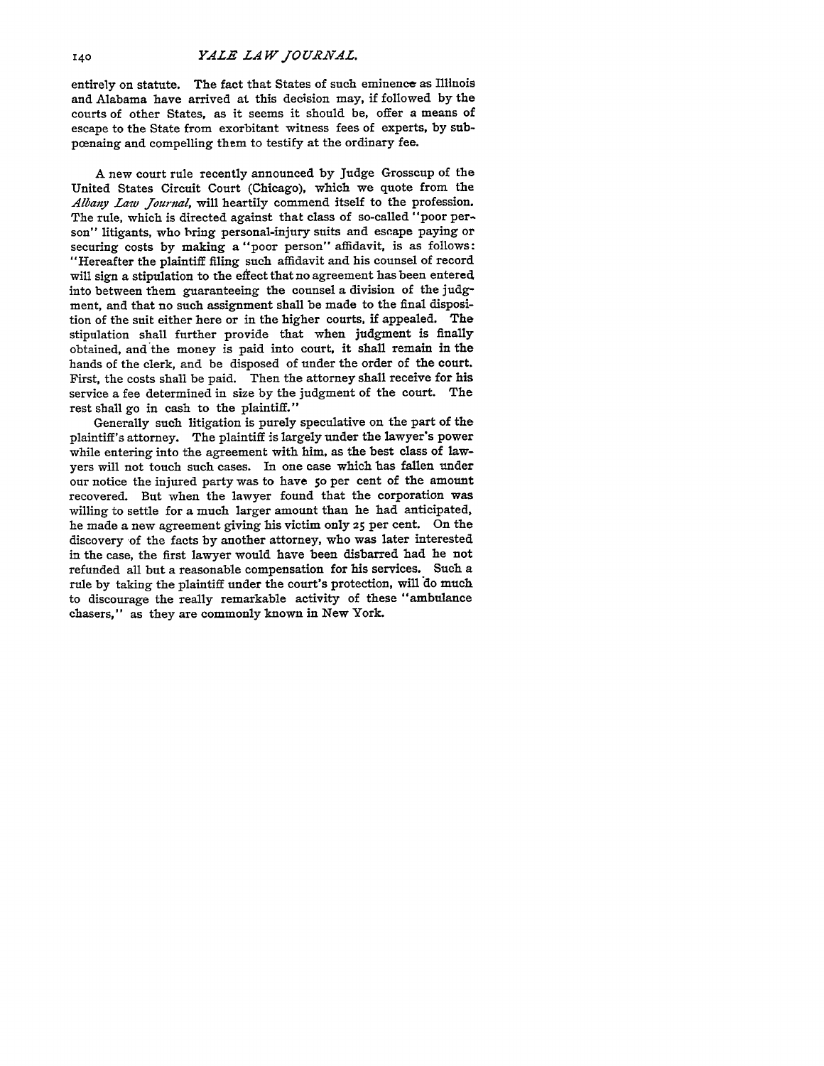entirely on statute. The fact that States of such eminence as Illinois and Alabama have arrived at this decision may, if followed by the courts of other States, as it seems it should be, offer a means of escape to the State from exorbitant witness fees of experts, by subpœnaing and compelling them to testify at the ordinary fee.

A new court rule recently announced by Judge Grosscup of the United States Circuit Court (Chicago), which we quote from the *Albany Law Journal*, will heartily commend itself to the profession. The rule, which is directed against that class of so-called "poor person" litigants, who bring personal-injury suits and escape paying or securing costs by making a "poor person" affidavit, is as follows: "Hereafter the plaintiff filing such affidavit and his counsel of record will sign a stipulation to the effect that no agreement has been entered into between them guaranteeing the counsel a division of the judgment, and that no such assignment shall be made to the final disposition of the suit either here or in the higher courts, if appealed. The stipulation shall further provide that when judgment is finally obtained, and the money is paid into court, it shall remain in the hands of the clerk, and be disposed of under the order of the court. First, the costs shall be paid. Then the attorney shall receive for his service a fee determined in size by the judgment of the court. The rest shall go in cash to the plaintiff."

Generally such litigation is purely speculative on the part of the plaintiff's attorney. The plaintiff is largely under the lawyer's power while entering into the agreement with him, as the best class of lawyers will not touch such cases. In one case which has fallen under our notice the injured party was to have 50 per cent of the amount recovered. But when the lawyer found that the corporation was willing to settle for a much larger amount than he had anticipated, he made a new agreement giving his victim only 25 per cent. On the discovery of the facts by another attorney, who was later interested in the case, the first lawyer would have been disbarred had he not refunded all but a reasonable compensation for his services. Such a rule by taking the plaintiff under the court's protection, will do much to discourage the really remarkable activity of these "ambulance chasers," as they are commonly known in New York.